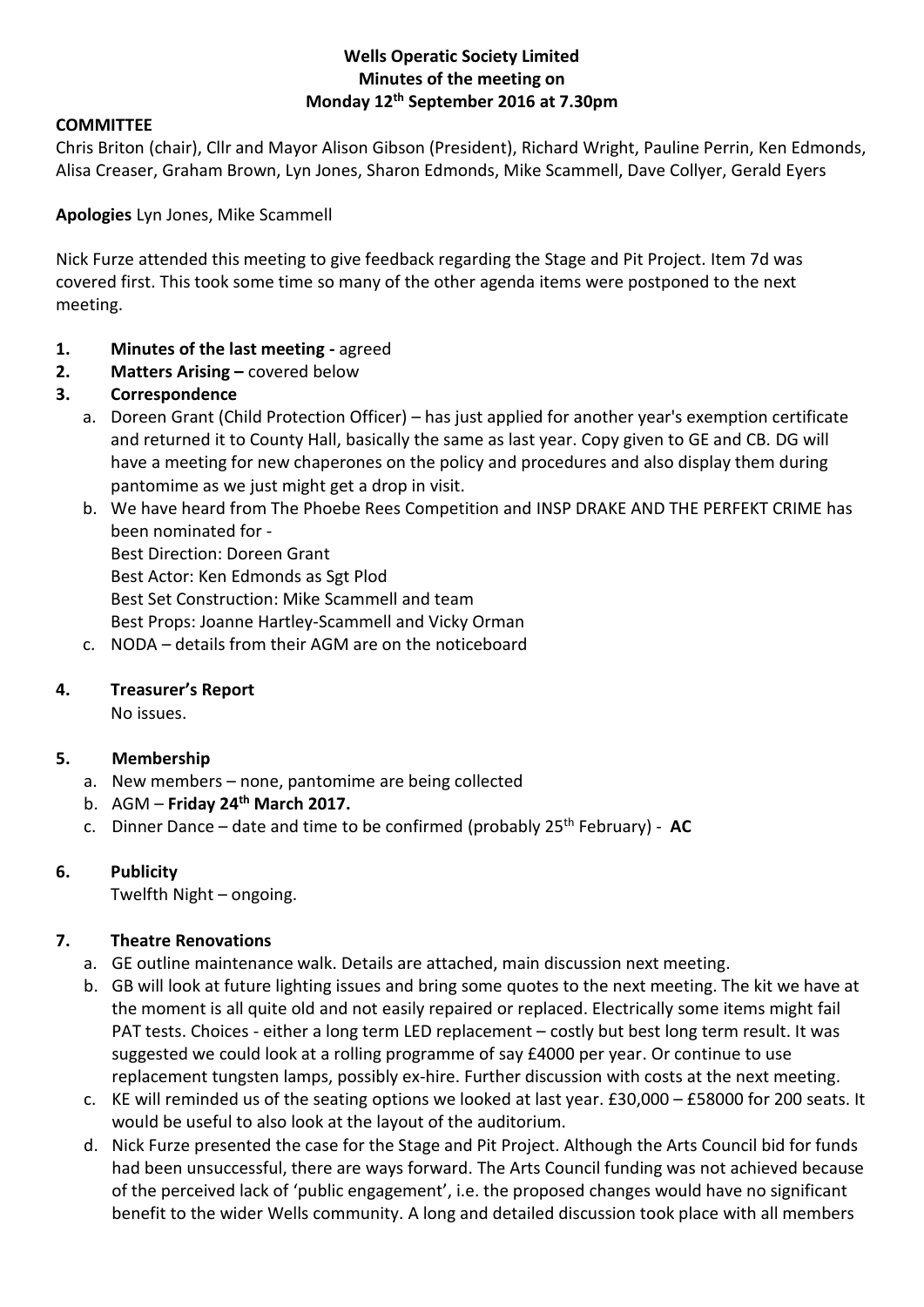**Wells Operatic Society Limited**
**Minutes of the meeting on**
**Monday 12th September 2016 at 7.30pm**

**COMMITTEE**

Chris Briton (chair), Cllr and Mayor Alison Gibson (President), Richard Wright, Pauline Perrin, Ken Edmonds, Alisa Creaser, Graham Brown, Lyn Jones, Sharon Edmonds, Mike Scammell, Dave Collyer, Gerald Eyers

**Apologies** Lyn Jones, Mike Scammell

Nick Furze attended this meeting to give feedback regarding the Stage and Pit Project. Item 7d was covered first. This took some time so many of the other agenda items were postponed to the next meeting.

1. **Minutes of the last meeting -** agreed
2. **Matters Arising –** covered below
3. **Correspondence**
   a. Doreen Grant (Child Protection Officer) – has just applied for another year's exemption certificate and returned it to County Hall, basically the same as last year. Copy given to GE and CB. DG will have a meeting for new chaperones on the policy and procedures and also display them during pantomime as we just might get a drop in visit.
   b. We have heard from The Phoebe Rees Competition and INSP DRAKE AND THE PERFEKT CRIME has been nominated for -
      Best Direction: Doreen Grant
      Best Actor: Ken Edmonds as Sgt Plod
      Best Set Construction: Mike Scammell and team
      Best Props: Joanne Hartley-Scammell and Vicky Orman
   c. NODA – details from their AGM are on the noticeboard

4. **Treasurer's Report**
   No issues.

5. **Membership**
   a. New members – none, pantomime are being collected
   b. AGM – **Friday 24th March 2017.**
   c. Dinner Dance – date and time to be confirmed (probably 25th February) - **AC**

6. **Publicity**
   Twelfth Night – ongoing.

7. **Theatre Renovations**
   a. GE outline maintenance walk. Details are attached, main discussion next meeting.
   b. GB will look at future lighting issues and bring some quotes to the next meeting. The kit we have at the moment is all quite old and not easily repaired or replaced. Electrically some items might fail PAT tests. Choices - either a long term LED replacement – costly but best long term result. It was suggested we could look at a rolling programme of say £4000 per year. Or continue to use replacement tungsten lamps, possibly ex-hire. Further discussion with costs at the next meeting.
   c. KE will reminded us of the seating options we looked at last year. £30,000 – £58000 for 200 seats. It would be useful to also look at the layout of the auditorium.
   d. Nick Furze presented the case for the Stage and Pit Project. Although the Arts Council bid for funds had been unsuccessful, there are ways forward. The Arts Council funding was not achieved because of the perceived lack of 'public engagement', i.e. the proposed changes would have no significant benefit to the wider Wells community. A long and detailed discussion took place with all members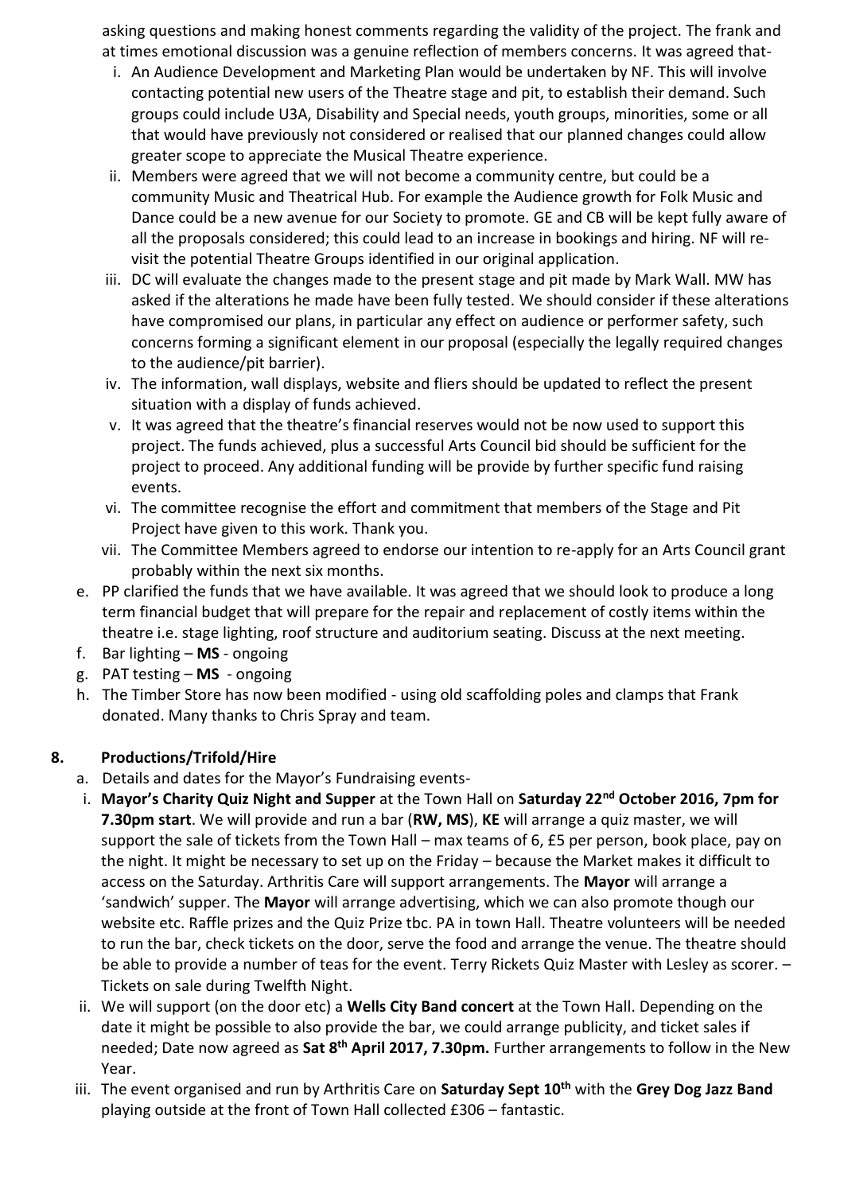asking questions and making honest comments regarding the validity of the project. The frank and at times emotional discussion was a genuine reflection of members concerns. It was agreed that-

i. An Audience Development and Marketing Plan would be undertaken by NF. This will involve contacting potential new users of the Theatre stage and pit, to establish their demand. Such groups could include U3A, Disability and Special needs, youth groups, minorities, some or all that would have previously not considered or realised that our planned changes could allow greater scope to appreciate the Musical Theatre experience.
ii. Members were agreed that we will not become a community centre, but could be a community Music and Theatrical Hub. For example the Audience growth for Folk Music and Dance could be a new avenue for our Society to promote. GE and CB will be kept fully aware of all the proposals considered; this could lead to an increase in bookings and hiring. NF will re-visit the potential Theatre Groups identified in our original application.
iii. DC will evaluate the changes made to the present stage and pit made by Mark Wall. MW has asked if the alterations he made have been fully tested. We should consider if these alterations have compromised our plans, in particular any effect on audience or performer safety, such concerns forming a significant element in our proposal (especially the legally required changes to the audience/pit barrier).
iv. The information, wall displays, website and fliers should be updated to reflect the present situation with a display of funds achieved.
v. It was agreed that the theatre's financial reserves would not be now used to support this project. The funds achieved, plus a successful Arts Council bid should be sufficient for the project to proceed. Any additional funding will be provide by further specific fund raising events.
vi. The committee recognise the effort and commitment that members of the Stage and Pit Project have given to this work. Thank you.
vii. The Committee Members agreed to endorse our intention to re-apply for an Arts Council grant probably within the next six months.

e. PP clarified the funds that we have available. It was agreed that we should look to produce a long term financial budget that will prepare for the repair and replacement of costly items within the theatre i.e. stage lighting, roof structure and auditorium seating. Discuss at the next meeting.
f. Bar lighting – **MS** - ongoing
g. PAT testing – **MS** - ongoing
h. The Timber Store has now been modified - using old scaffolding poles and clamps that Frank donated. Many thanks to Chris Spray and team.

## 8. Productions/Trifold/Hire

a. Details and dates for the Mayor's Fundraising events-

i. **Mayor's Charity Quiz Night and Supper** at the Town Hall on **Saturday 22nd October 2016, 7pm for 7.30pm start**. We will provide and run a bar (**RW, MS**), **KE** will arrange a quiz master, we will support the sale of tickets from the Town Hall – max teams of 6, £5 per person, book place, pay on the night. It might be necessary to set up on the Friday – because the Market makes it difficult to access on the Saturday. Arthritis Care will support arrangements. The **Mayor** will arrange a 'sandwich' supper. The **Mayor** will arrange advertising, which we can also promote though our website etc. Raffle prizes and the Quiz Prize tbc. PA in town Hall. Theatre volunteers will be needed to run the bar, check tickets on the door, serve the food and arrange the venue. The theatre should be able to provide a number of teas for the event. Terry Rickets Quiz Master with Lesley as scorer. – Tickets on sale during Twelfth Night.
ii. We will support (on the door etc) a **Wells City Band concert** at the Town Hall. Depending on the date it might be possible to also provide the bar, we could arrange publicity, and ticket sales if needed; Date now agreed as **Sat 8th April 2017, 7.30pm.** Further arrangements to follow in the New Year.
iii. The event organised and run by Arthritis Care on **Saturday Sept 10th** with the **Grey Dog Jazz Band** playing outside at the front of Town Hall collected £306 – fantastic.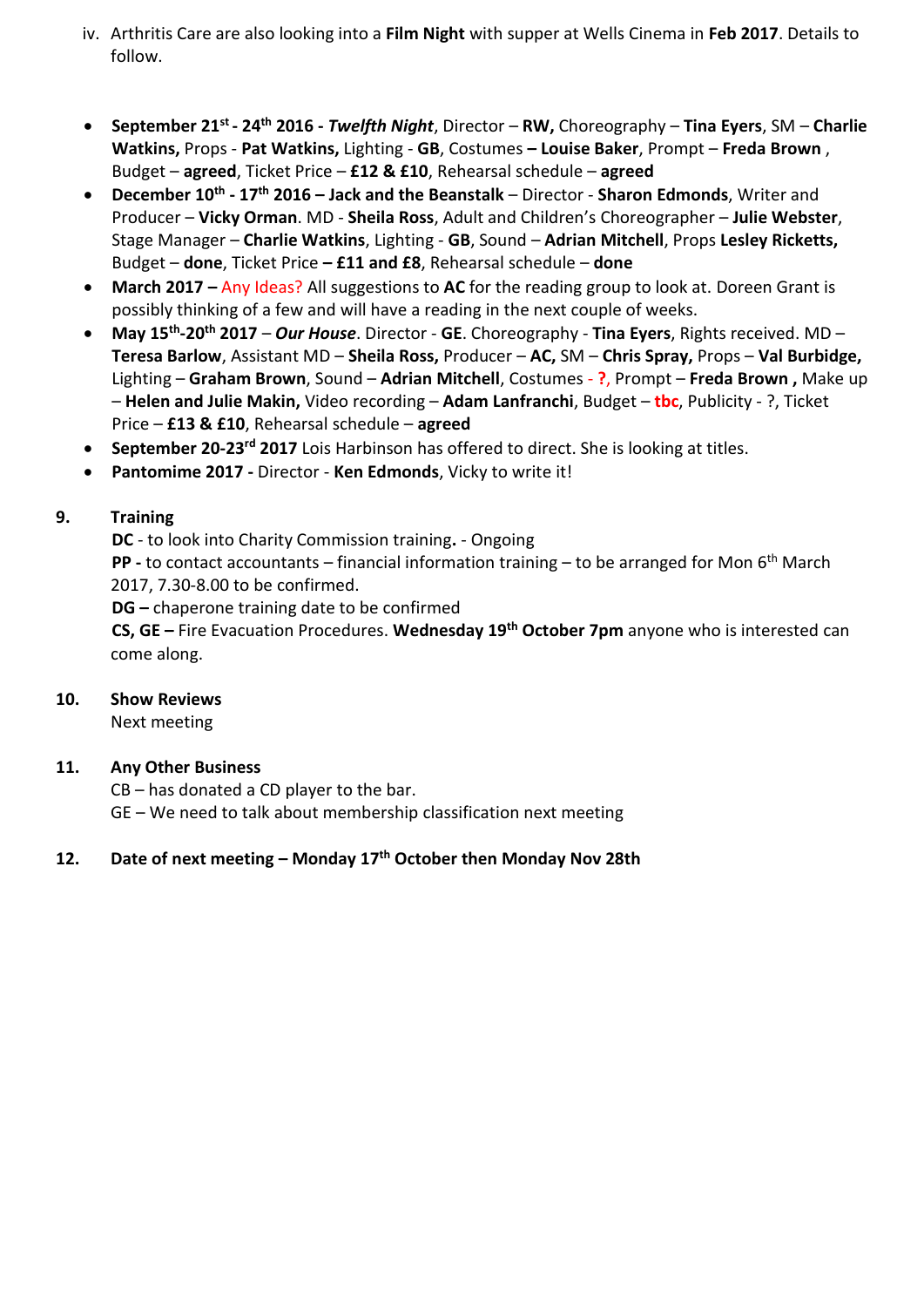iv. Arthritis Care are also looking into a **Film Night** with supper at Wells Cinema in **Feb 2017**. Details to follow.

- **September 21st - 24th 2016 - *Twelfth Night***, Director – **RW,** Choreography – **Tina Eyers**, SM – **Charlie Watkins,** Props - **Pat Watkins,** Lighting - **GB**, Costumes **– Louise Baker**, Prompt – **Freda Brown** , Budget – **agreed**, Ticket Price – **£12 & £10**, Rehearsal schedule – **agreed**
- **December 10th - 17th 2016 – Jack and the Beanstalk** – Director - **Sharon Edmonds**, Writer and Producer – **Vicky Orman**. MD - **Sheila Ross**, Adult and Children's Choreographer – **Julie Webster**, Stage Manager – **Charlie Watkins**, Lighting - **GB**, Sound – **Adrian Mitchell**, Props **Lesley Ricketts,** Budget – **done**, Ticket Price **– £11 and £8**, Rehearsal schedule – **done**
- **March 2017 –** Any Ideas? All suggestions to **AC** for the reading group to look at. Doreen Grant is possibly thinking of a few and will have a reading in the next couple of weeks.
- **May 15th-20th 2017** – ***Our House***. Director - **GE**. Choreography - **Tina Eyers**, Rights received. MD – **Teresa Barlow**, Assistant MD – **Sheila Ross,** Producer – **AC,** SM – **Chris Spray,** Props – **Val Burbidge,** Lighting – **Graham Brown**, Sound – **Adrian Mitchell**, Costumes - **?**, Prompt – **Freda Brown ,** Make up – **Helen and Julie Makin,** Video recording – **Adam Lanfranchi**, Budget – **tbc**, Publicity - ?, Ticket Price – **£13 & £10**, Rehearsal schedule – **agreed**
- **September 20-23rd 2017** Lois Harbinson has offered to direct. She is looking at titles.
- **Pantomime 2017 -** Director - **Ken Edmonds**, Vicky to write it!

**9. Training**

**DC** - to look into Charity Commission training**.** - Ongoing
**PP -** to contact accountants – financial information training – to be arranged for Mon 6th March 2017, 7.30-8.00 to be confirmed.
**DG –** chaperone training date to be confirmed
**CS, GE –** Fire Evacuation Procedures. **Wednesday 19th October 7pm** anyone who is interested can come along.

**10. Show Reviews**

Next meeting

**11. Any Other Business**

CB – has donated a CD player to the bar.
GE – We need to talk about membership classification next meeting

**12. Date of next meeting – Monday 17th October then Monday Nov 28th**